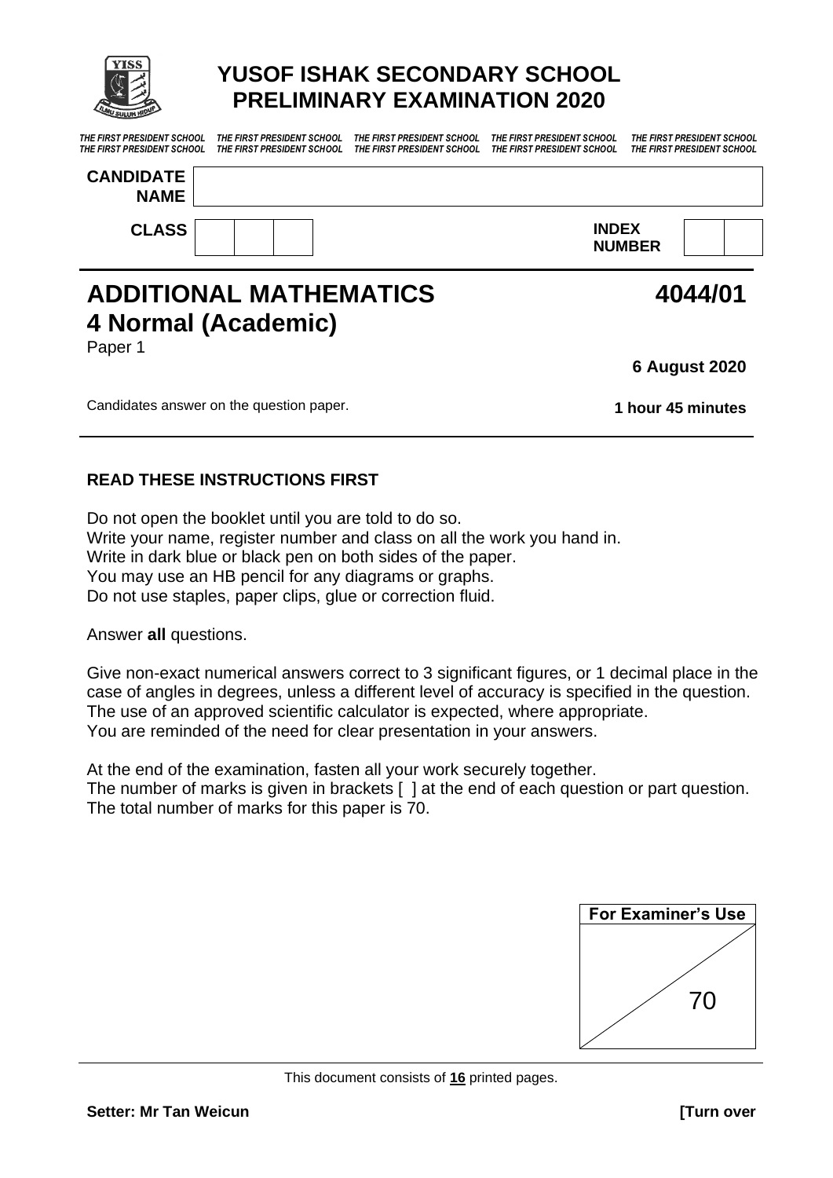# YUSOF ISHAK SECONDARY SCHOOL
## PRELIMINARY EXAMINATION 2020

*THE FIRST PRESIDENT SCHOOL THE FIRST PRESIDENT SCHOOL THE FIRST PRESIDENT SCHOOL THE FIRST PRESIDENT SCHOOL THE FIRST PRESIDENT SCHOOL*
*THE FIRST PRESIDENT SCHOOL THE FIRST PRESIDENT SCHOOL THE FIRST PRESIDENT SCHOOL THE FIRST PRESIDENT SCHOOL THE FIRST PRESIDENT SCHOOL*

**CANDIDATE NAME**

**CLASS** | | | |  **INDEX NUMBER** | | |

# ADDITIONAL MATHEMATICS 4044/01
## 4 Normal (Academic)

Paper 1

**6 August 2020**

Candidates answer on the question paper. **1 hour 45 minutes**

### READ THESE INSTRUCTIONS FIRST

Do not open the booklet until you are told to do so.
Write your name, register number and class on all the work you hand in.
Write in dark blue or black pen on both sides of the paper.
You may use an HB pencil for any diagrams or graphs.
Do not use staples, paper clips, glue or correction fluid.

Answer **all** questions.

Give non-exact numerical answers correct to 3 significant figures, or 1 decimal place in the case of angles in degrees, unless a different level of accuracy is specified in the question.
The use of an approved scientific calculator is expected, where appropriate.
You are reminded of the need for clear presentation in your answers.

At the end of the examination, fasten all your work securely together.
The number of marks is given in brackets [ ] at the end of each question or part question.
The total number of marks for this paper is 70.

| For Examiner's Use |
| --- |
| 70 |

This document consists of **16** printed pages.

**Setter: Mr Tan Weicun** **[Turn over**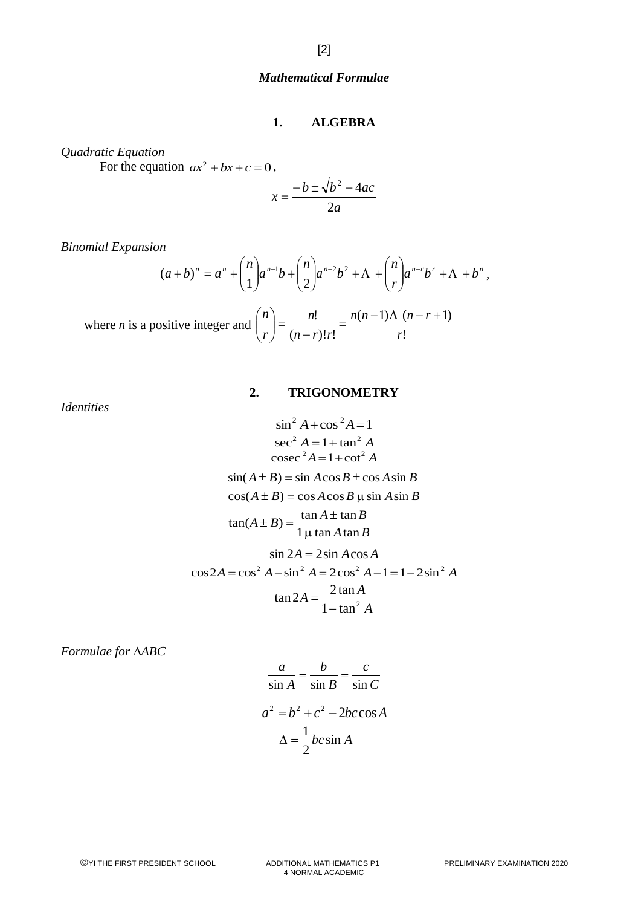## *Mathematical Formulae*

### 1. ALGEBRA

*Quadratic Equation*

For the equation $ax^2 + bx + c = 0$,

$$x = \frac{-b \pm \sqrt{b^2 - 4ac}}{2a}$$

*Binomial Expansion*

$$(a+b)^n = a^n + \binom{n}{1}a^{n-1}b + \binom{n}{2}a^{n-2}b^2 + \ldots + \binom{n}{r}a^{n-r}b^r + \ldots + b^n,$$

where $n$ is a positive integer and $\binom{n}{r} = \frac{n!}{(n-r)!r!} = \frac{n(n-1)\ldots(n-r+1)}{r!}$

### 2. TRIGONOMETRY

*Identities*

$$\sin^2 A + \cos^2 A = 1$$

$$\sec^2 A = 1 + \tan^2 A$$

$$\operatorname{cosec}^2 A = 1 + \cot^2 A$$

$$\sin(A \pm B) = \sin A \cos B \pm \cos A \sin B$$

$$\cos(A \pm B) = \cos A \cos B \mp \sin A \sin B$$

$$\tan(A \pm B) = \frac{\tan A \pm \tan B}{1 \mp \tan A \tan B}$$

$$\sin 2A = 2 \sin A \cos A$$

$$\cos 2A = \cos^2 A - \sin^2 A = 2\cos^2 A - 1 = 1 - 2\sin^2 A$$

$$\tan 2A = \frac{2\tan A}{1 - \tan^2 A}$$

*Formulae for $\Delta ABC$*

$$\frac{a}{\sin A} = \frac{b}{\sin B} = \frac{c}{\sin C}$$

$$a^2 = b^2 + c^2 - 2bc\cos A$$

$$\Delta = \frac{1}{2}bc\sin A$$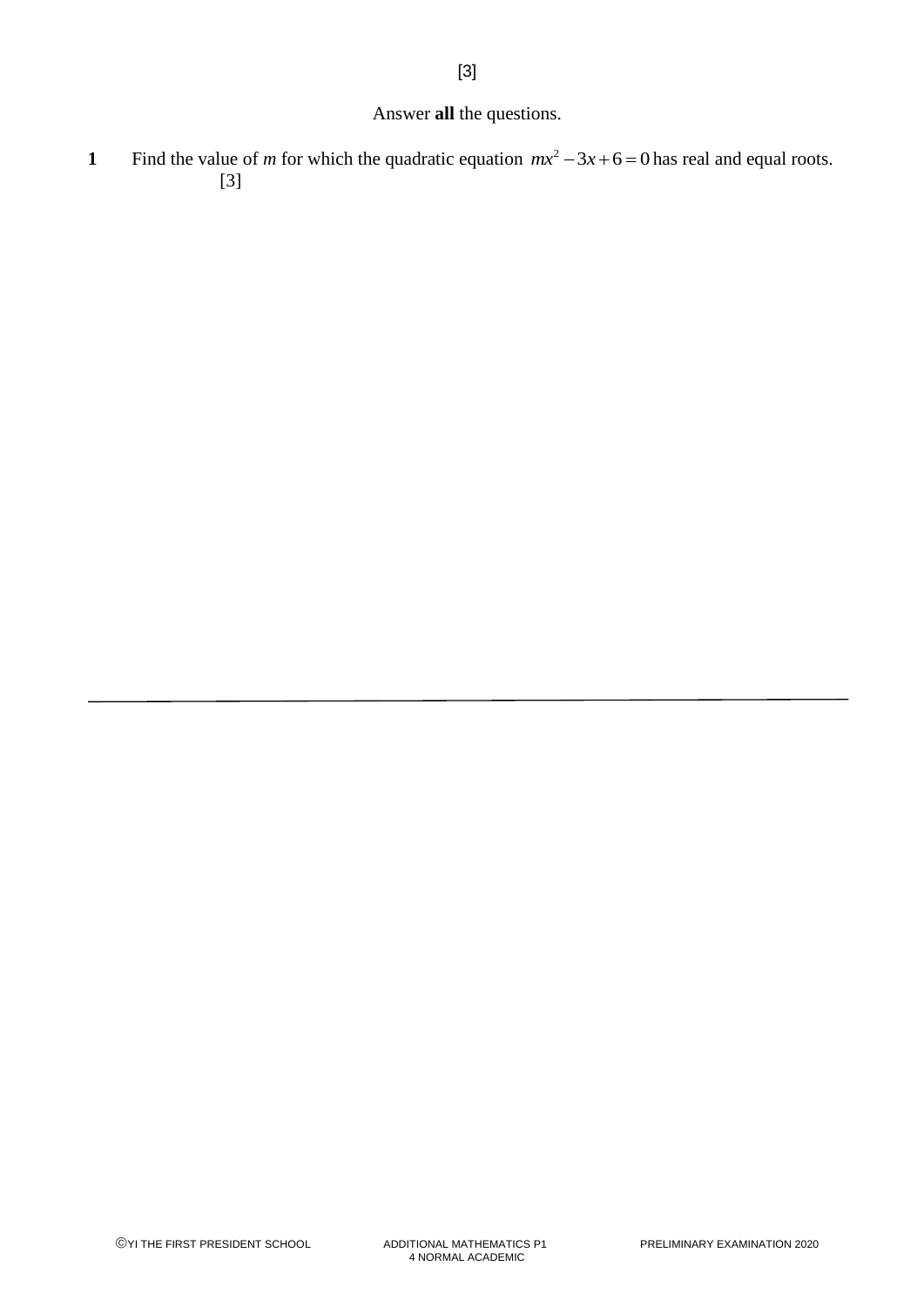Answer **all** the questions.

**1** Find the value of $m$ for which the quadratic equation $mx^2 - 3x + 6 = 0$ has real and equal roots. [3]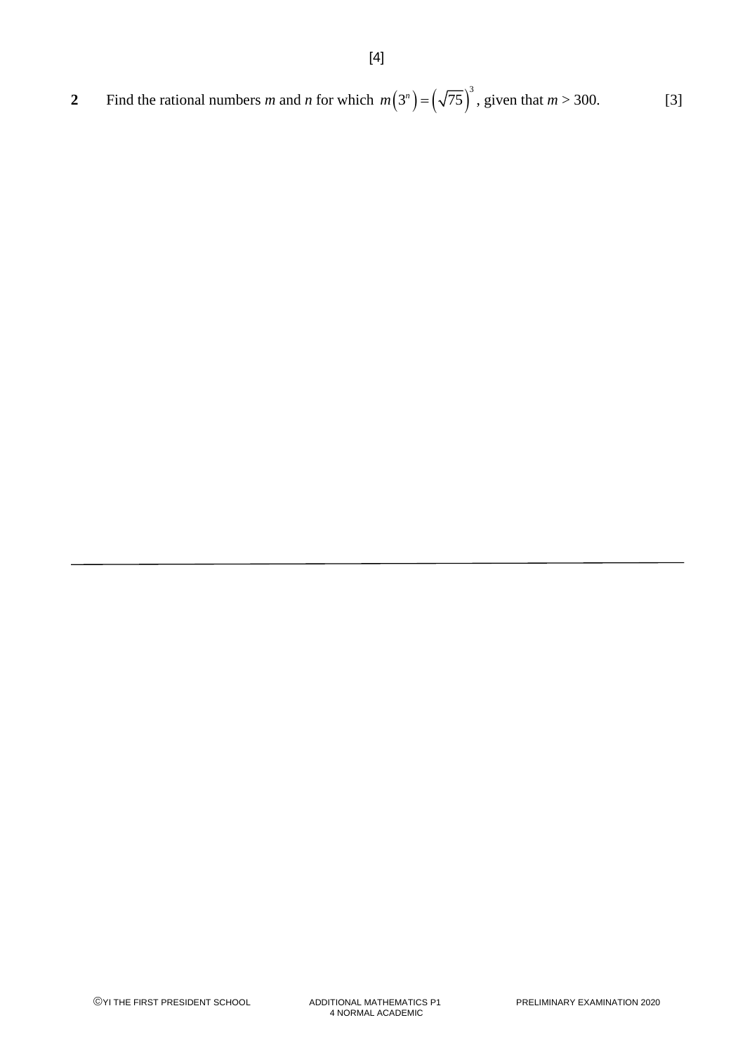[4]

**2** Find the rational numbers $m$ and $n$ for which $m\left(3^{n}\right)=\left(\sqrt{75}\right)^{3}$, given that $m > 300$. [3]

---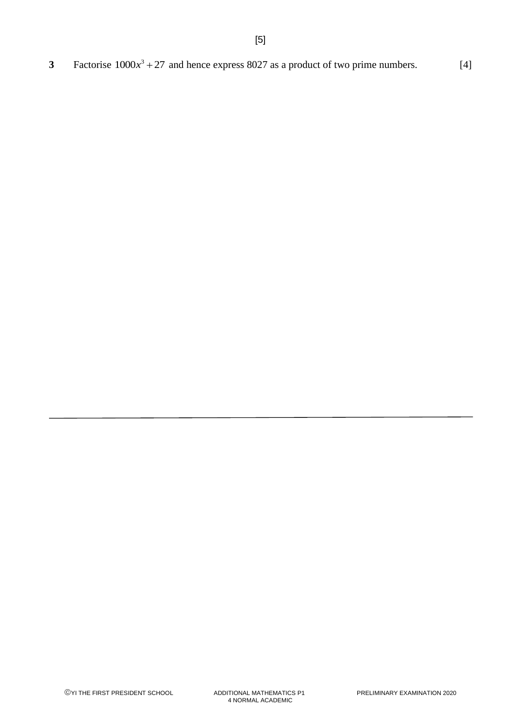**3** Factorise $1000x^3 + 27$ and hence express 8027 as a product of two prime numbers. [4]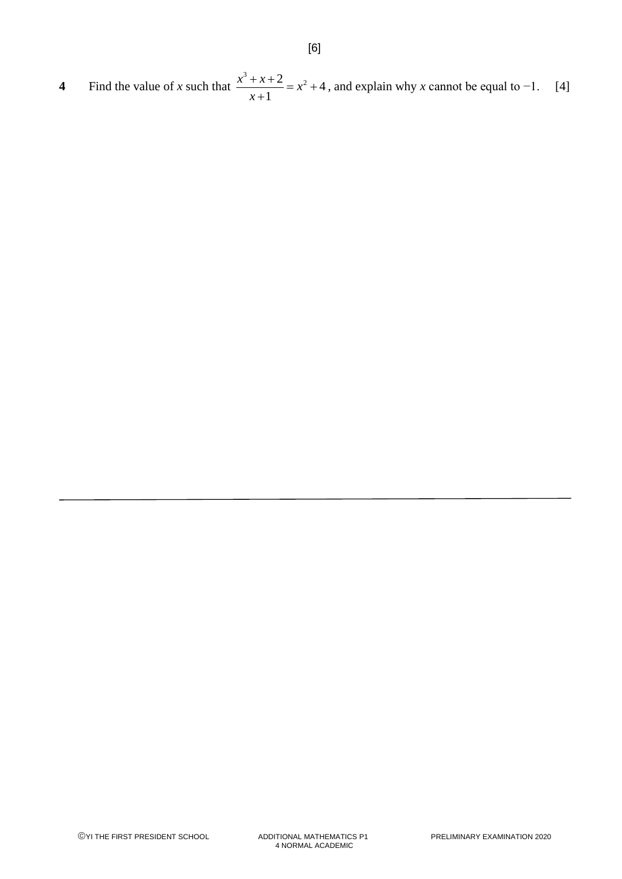[6]

**4** Find the value of $x$ such that $\frac{x^3 + x + 2}{x + 1} = x^2 + 4$, and explain why $x$ cannot be equal to $-1$. [4]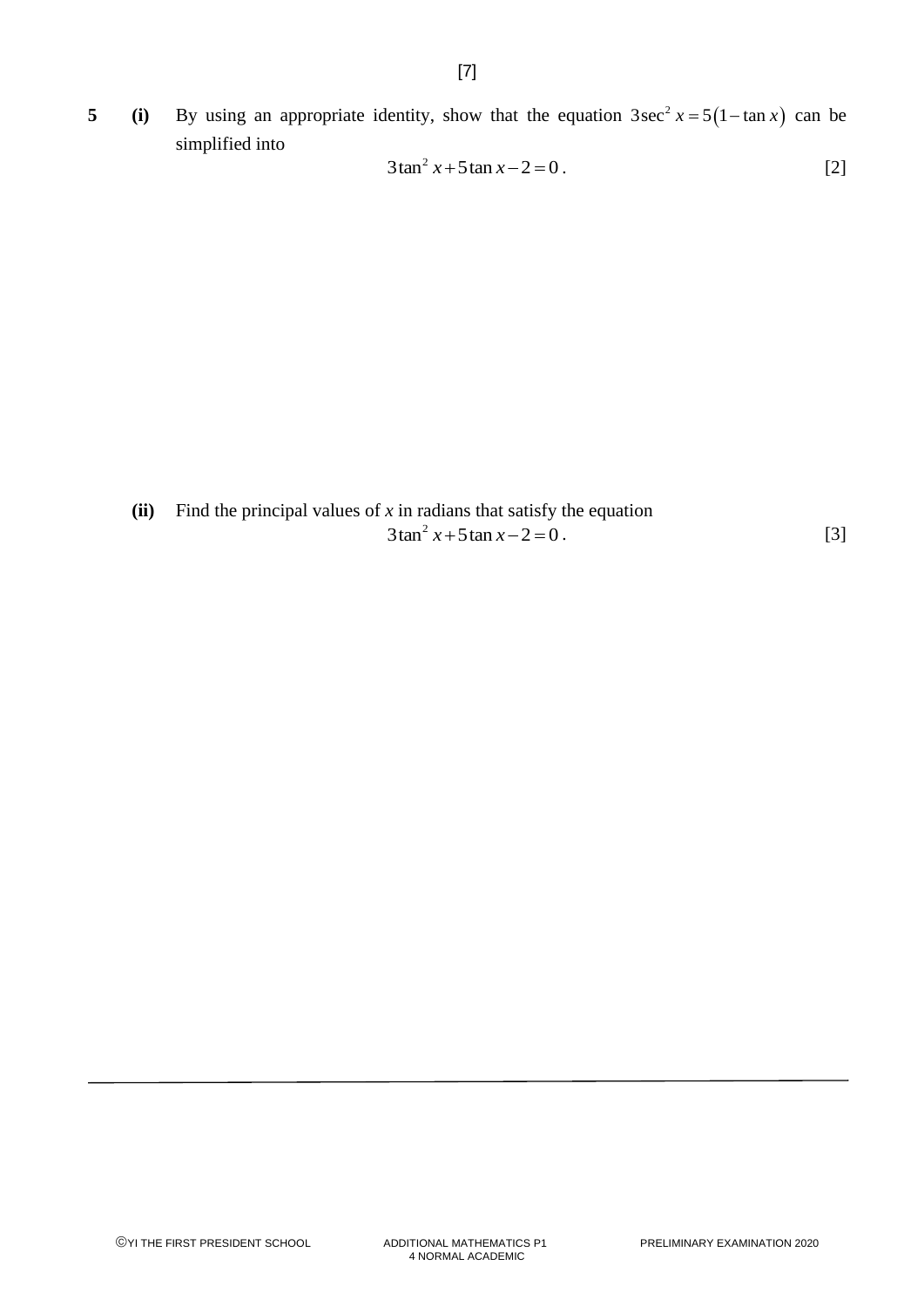**5** **(i)** By using an appropriate identity, show that the equation $3\sec^2 x = 5(1 - \tan x)$ can be simplified into

$$3\tan^2 x + 5\tan x - 2 = 0.$$ [2]

**(ii)** Find the principal values of $x$ in radians that satisfy the equation

$$3\tan^2 x + 5\tan x - 2 = 0.$$ [3]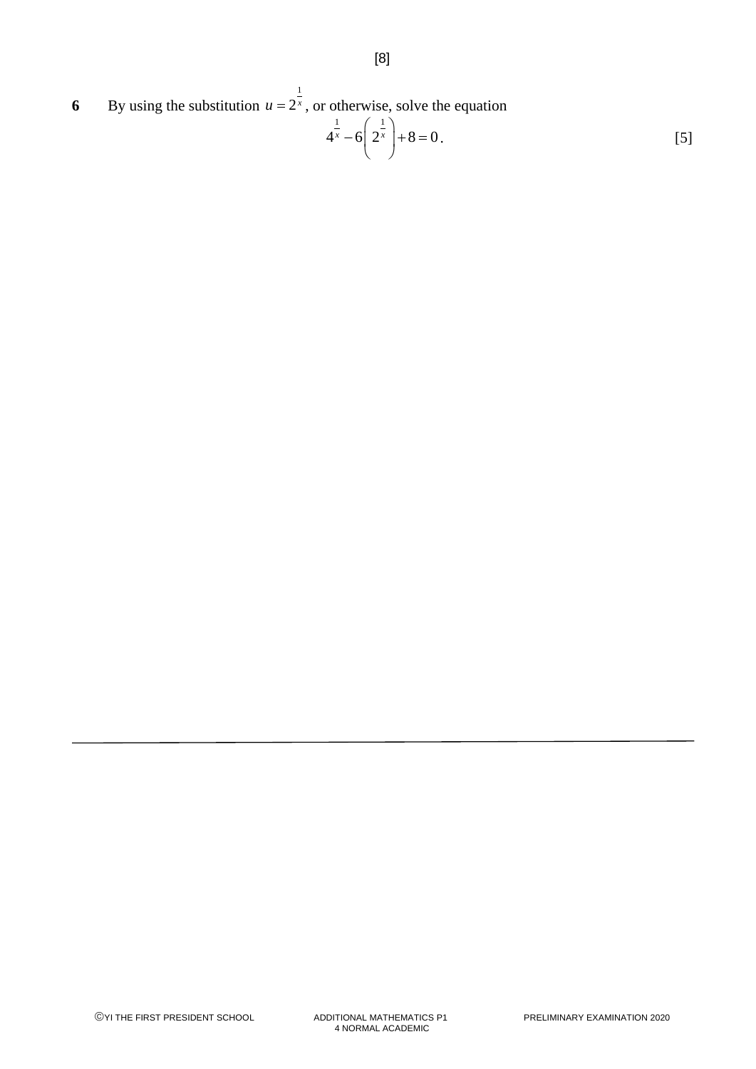**6** By using the substitution $u = 2^{\frac{1}{x}}$, or otherwise, solve the equation

$$4^{\frac{1}{x}} - 6\left(2^{\frac{1}{x}}\right) + 8 = 0.$$

[5]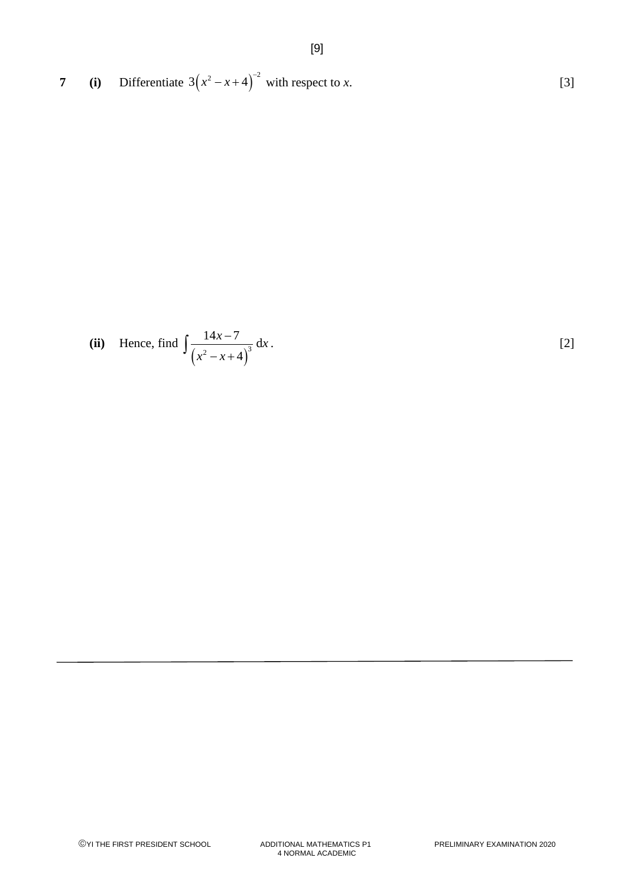**7** **(i)** Differentiate $3\left(x^2 - x + 4\right)^{-2}$ with respect to *x*. [3]

**(ii)** Hence, find $\int \frac{14x - 7}{\left(x^2 - x + 4\right)^3}\,\mathrm{d}x$. [2]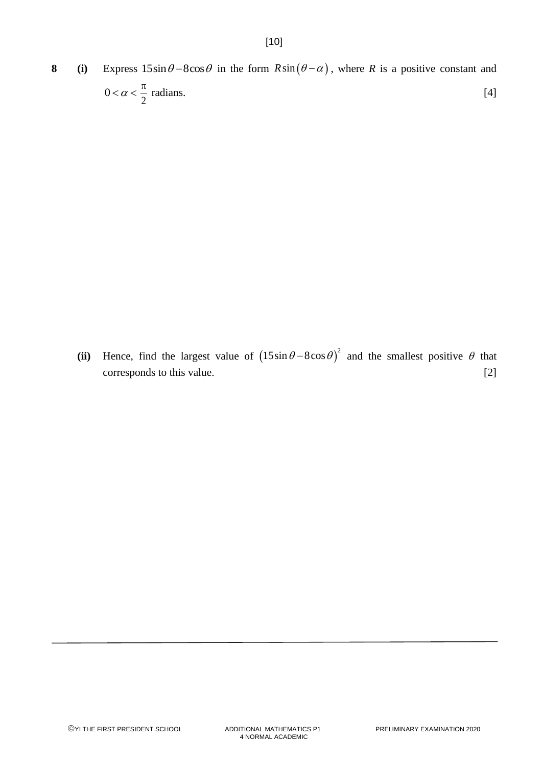**8** **(i)** Express $15\sin\theta - 8\cos\theta$ in the form $R\sin(\theta - \alpha)$, where $R$ is a positive constant and $0 < \alpha < \frac{\pi}{2}$ radians. [4]

**(ii)** Hence, find the largest value of $(15\sin\theta - 8\cos\theta)^2$ and the smallest positive $\theta$ that corresponds to this value. [2]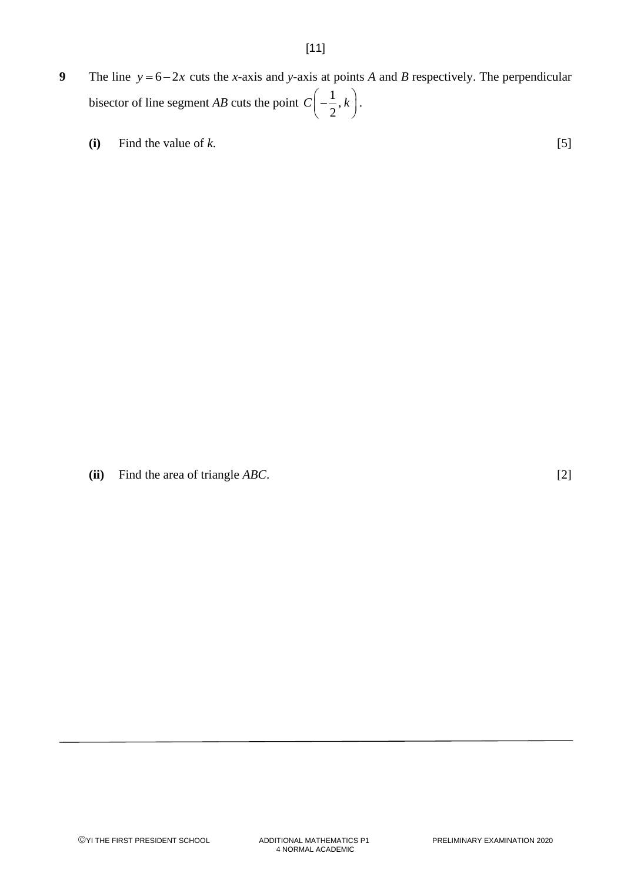**9** The line $y = 6 - 2x$ cuts the $x$-axis and $y$-axis at points $A$ and $B$ respectively. The perpendicular bisector of line segment $AB$ cuts the point $C\left(-\dfrac{1}{2}, k\right)$.

**(i)** Find the value of $k$. [5]

**(ii)** Find the area of triangle $ABC$. [2]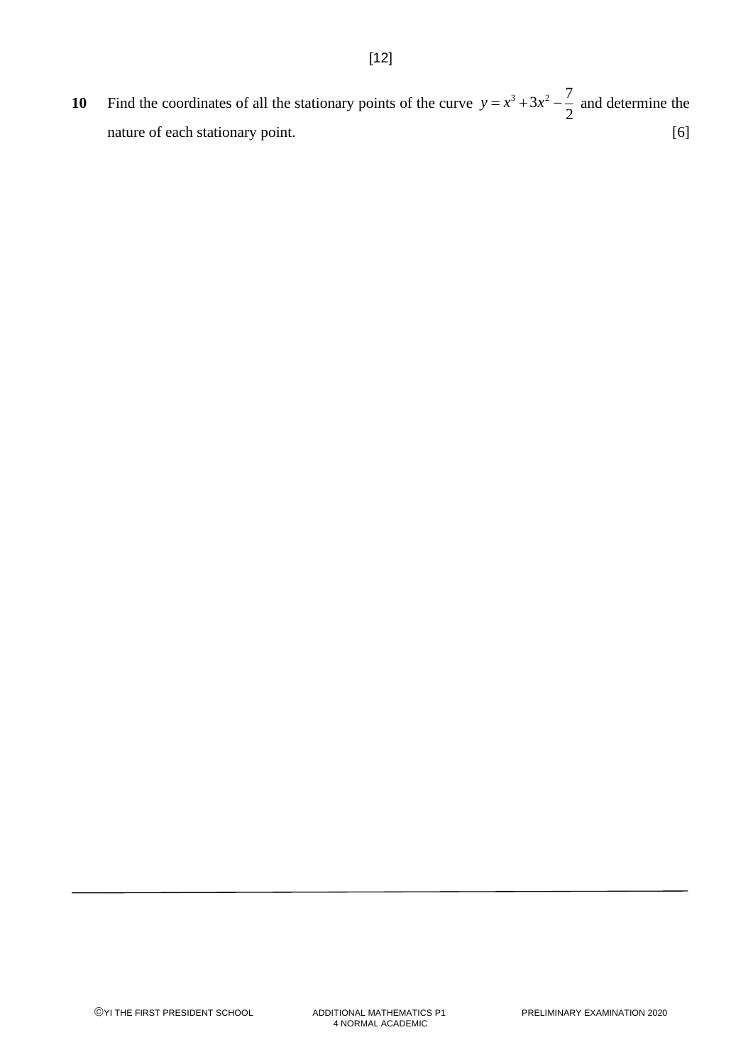**10** Find the coordinates of all the stationary points of the curve $y = x^3 + 3x^2 - \dfrac{7}{2}$ and determine the nature of each stationary point. [6]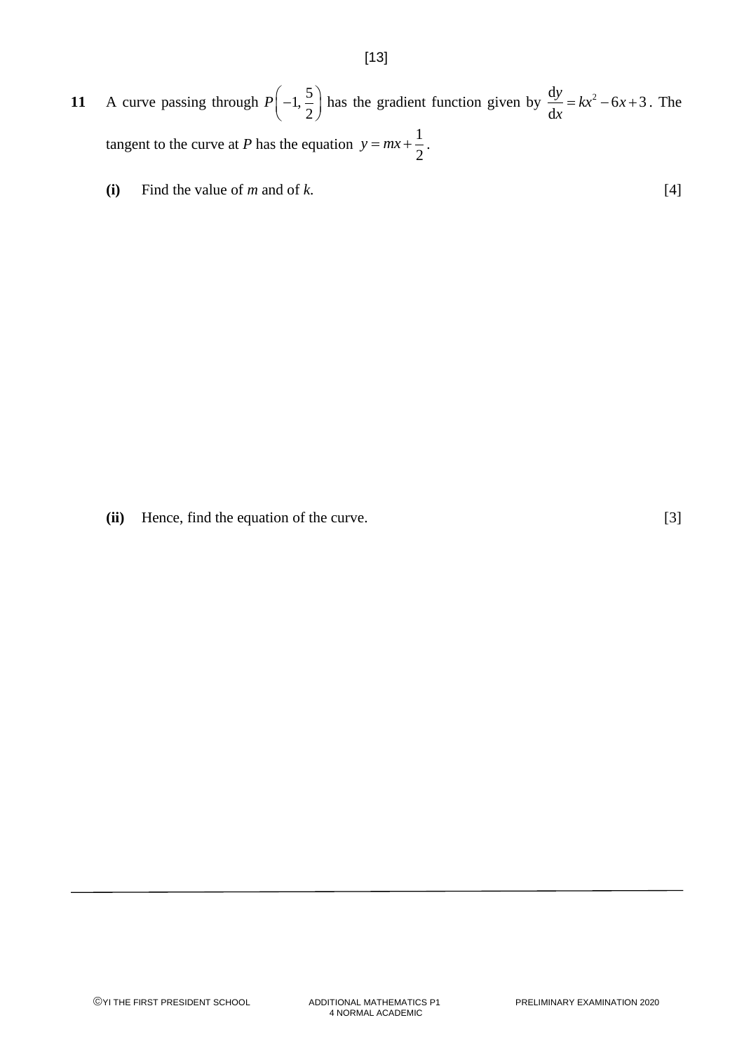**11** A curve passing through $P\left(-1, \frac{5}{2}\right)$ has the gradient function given by $\frac{\mathrm{d}y}{\mathrm{d}x} = kx^2 - 6x + 3$. The tangent to the curve at $P$ has the equation $y = mx + \frac{1}{2}$.

**(i)** Find the value of $m$ and of $k$. [4]

**(ii)** Hence, find the equation of the curve. [3]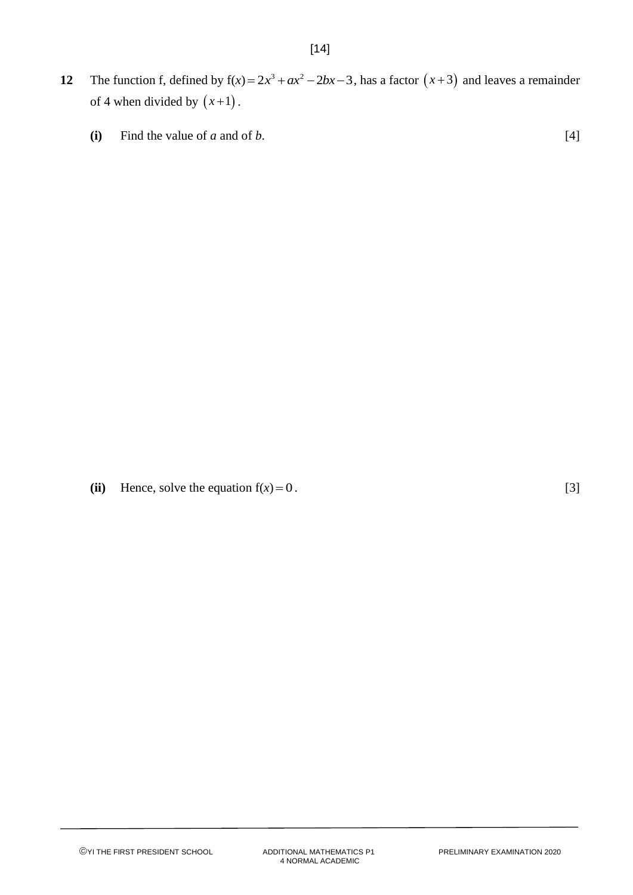**12** The function f, defined by $\mathrm{f}(x) = 2x^3 + ax^2 - 2bx - 3$, has a factor $(x+3)$ and leaves a remainder of 4 when divided by $(x+1)$.

**(i)** Find the value of $a$ and of $b$. [4]

**(ii)** Hence, solve the equation $\mathrm{f}(x) = 0$. [3]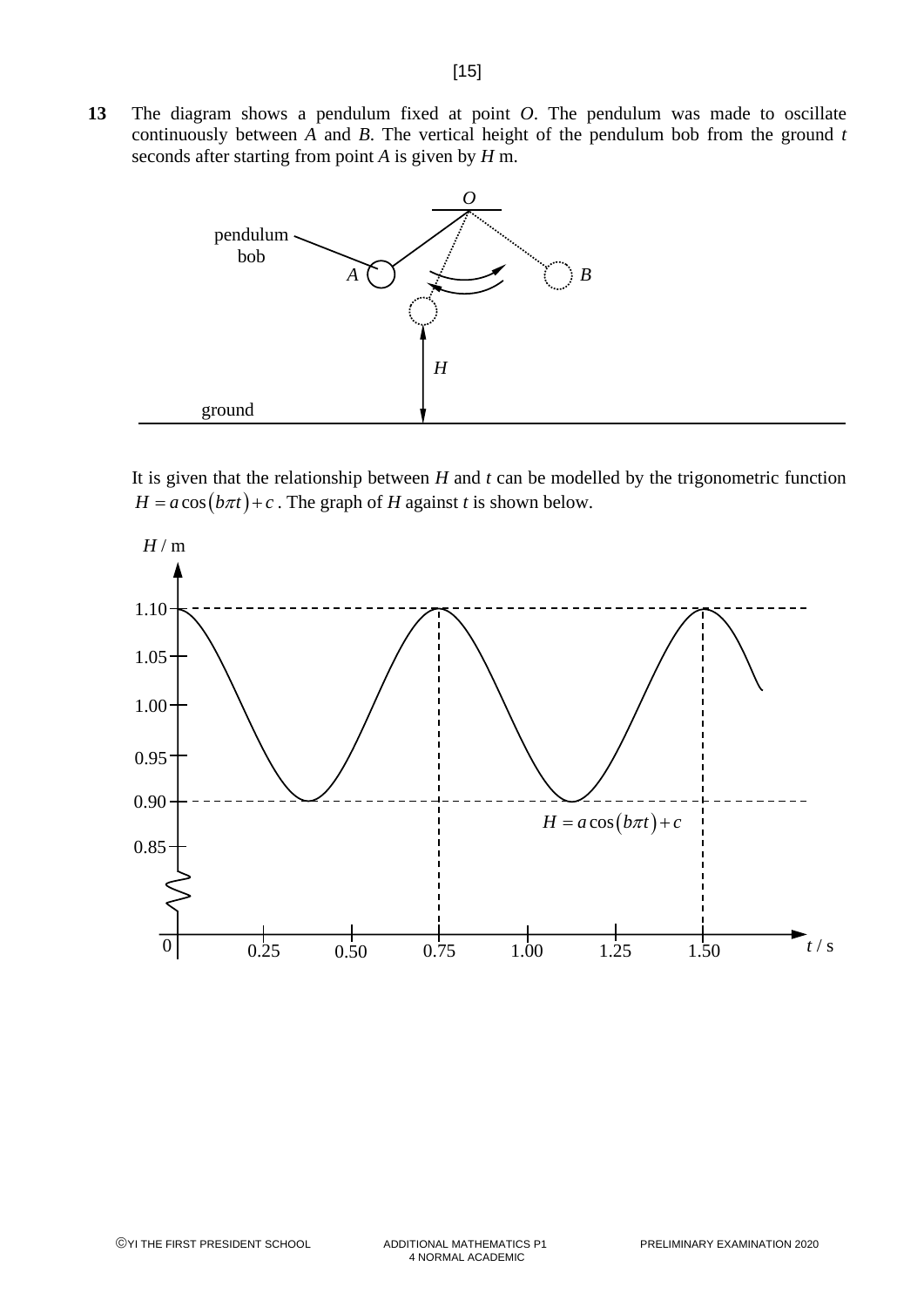**13** The diagram shows a pendulum fixed at point $O$. The pendulum was made to oscillate continuously between $A$ and $B$. The vertical height of the pendulum bob from the ground $t$ seconds after starting from point $A$ is given by $H$ m.

It is given that the relationship between $H$ and $t$ can be modelled by the trigonometric function $H = a\cos(b\pi t) + c$. The graph of $H$ against $t$ is shown below.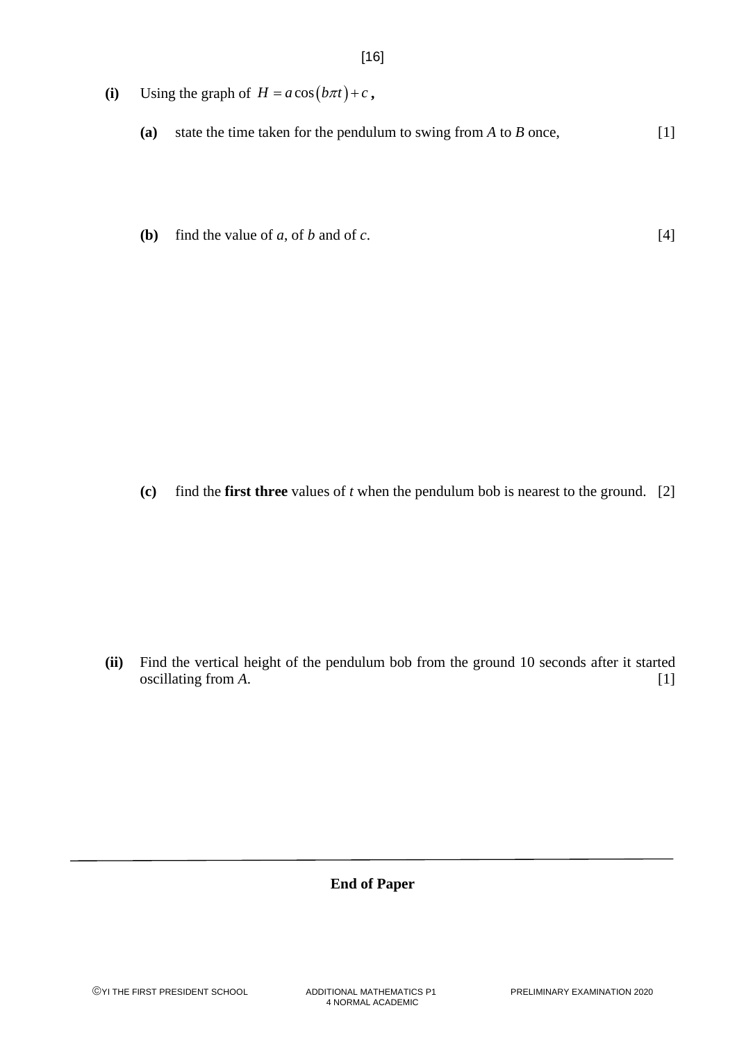**(i)** Using the graph of $H = a\cos(b\pi t) + c$,

**(a)** state the time taken for the pendulum to swing from *A* to *B* once, [1]

**(b)** find the value of *a*, of *b* and of *c*. [4]

**(c)** find the **first three** values of *t* when the pendulum bob is nearest to the ground. [2]

**(ii)** Find the vertical height of the pendulum bob from the ground 10 seconds after it started oscillating from *A*. [1]

---

**End of Paper**